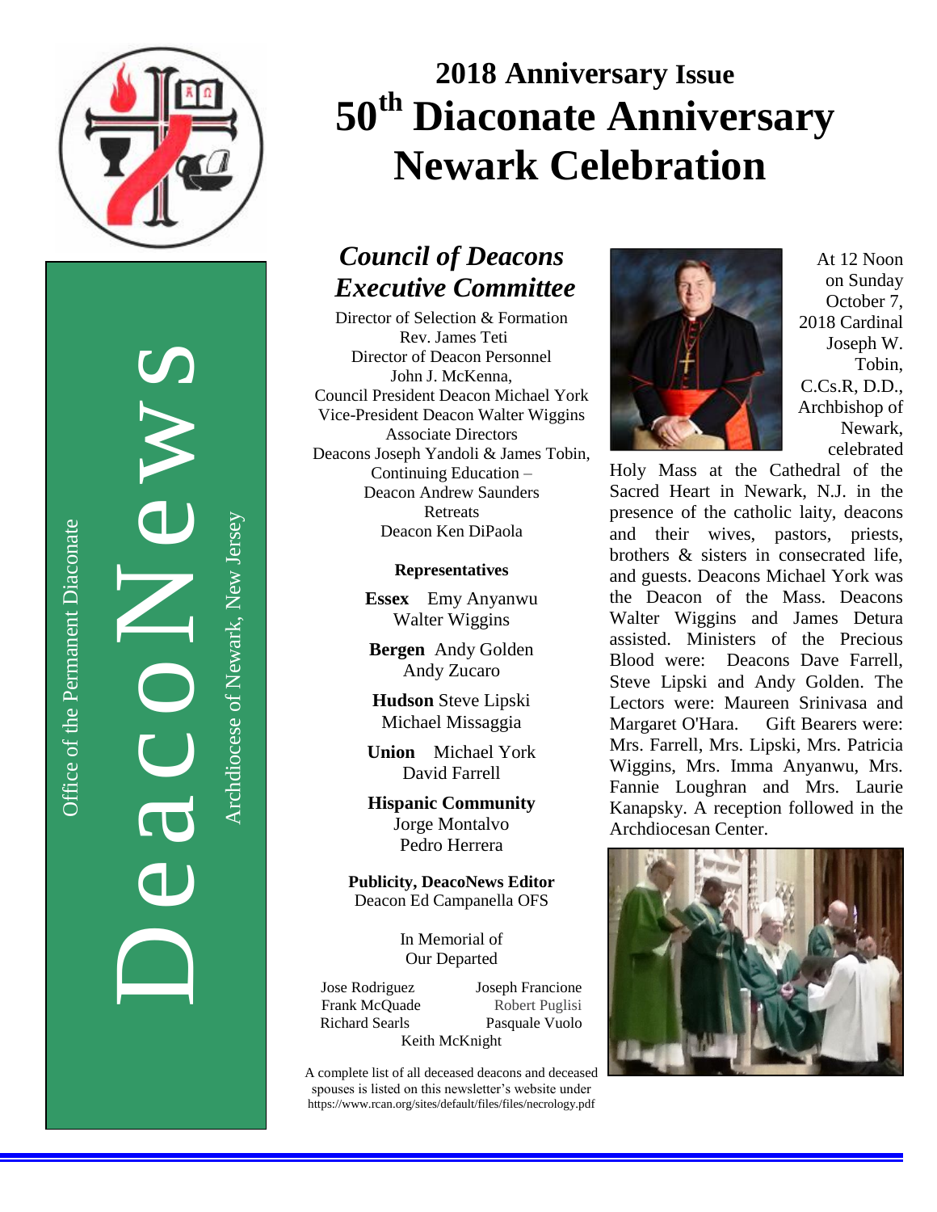DeacoNews

Office of the Permanent Diaconate

Archdiocese of Newark, New Jersey

# 2018 Anniversary Issue
# 50th Diaconate Anniversary Newark Celebration

## *Council of Deacons Executive Committee*

Director of Selection & Formation
Rev. James Teti
Director of Deacon Personnel
John J. McKenna,
Council President Deacon Michael York
Vice-President Deacon Walter Wiggins
Associate Directors
Deacons Joseph Yandoli & James Tobin,
Continuing Education –
Deacon Andrew Saunders
Retreats
Deacon Ken DiPaola

**Representatives**

**Essex** Emy Anyanwu
Walter Wiggins

**Bergen** Andy Golden
Andy Zucaro

**Hudson** Steve Lipski
Michael Missaggia

**Union** Michael York
David Farrell

**Hispanic Community**
Jorge Montalvo
Pedro Herrera

**Publicity, DeacoNews Editor**
Deacon Ed Campanella OFS

In Memorial of
Our Departed

Jose Rodriguez
Joseph Francione
Frank McQuade
Robert Puglisi
Richard Searls
Pasquale Vuolo
Keith McKnight

A complete list of all deceased deacons and deceased spouses is listed on this newsletter's website under https://www.rcan.org/sites/default/files/files/necrology.pdf

At 12 Noon on Sunday October 7, 2018 Cardinal Joseph W. Tobin, C.Cs.R, D.D., Archbishop of Newark, celebrated Holy Mass at the Cathedral of the Sacred Heart in Newark, N.J. in the presence of the catholic laity, deacons and their wives, pastors, priests, brothers & sisters in consecrated life, and guests. Deacons Michael York was the Deacon of the Mass. Deacons Walter Wiggins and James Detura assisted. Ministers of the Precious Blood were: Deacons Dave Farrell, Steve Lipski and Andy Golden. The Lectors were: Maureen Srinivasa and Margaret O'Hara. Gift Bearers were: Mrs. Farrell, Mrs. Lipski, Mrs. Patricia Wiggins, Mrs. Imma Anyanwu, Mrs. Fannie Loughran and Mrs. Laurie Kanapsky. A reception followed in the Archdiocesan Center.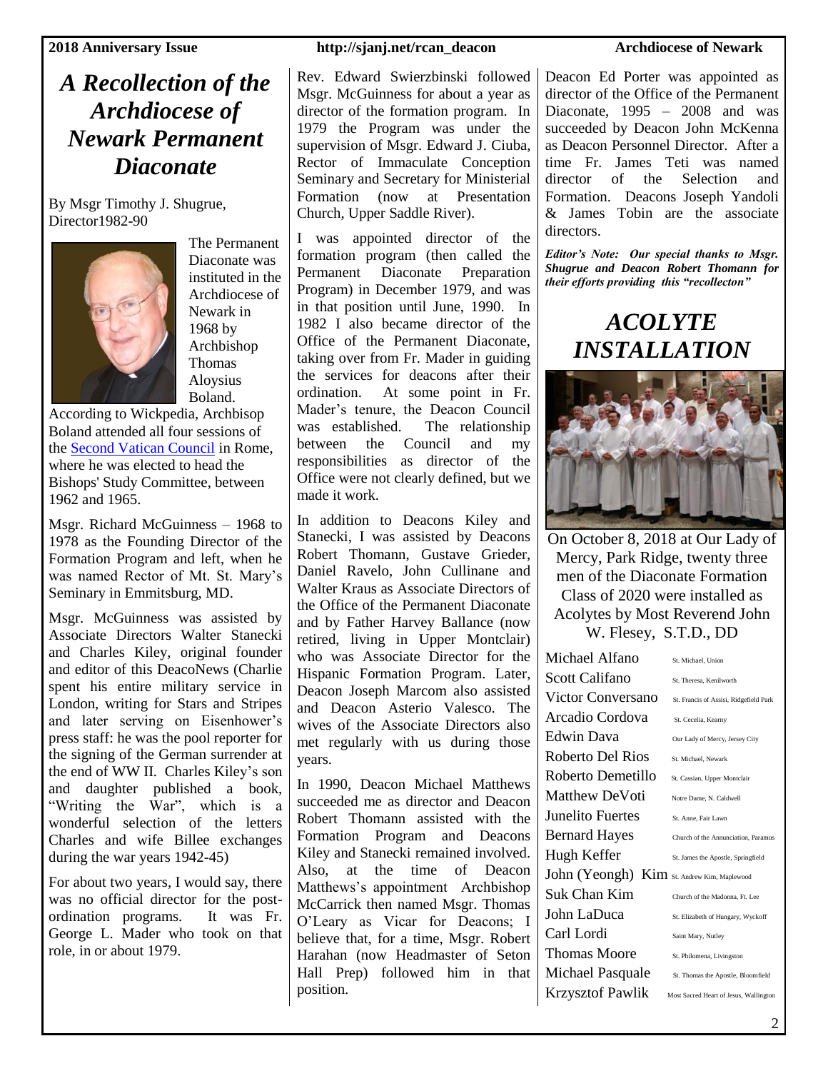# A Recollection of the Archdiocese of Newark Permanent Diaconate

By Msgr Timothy J. Shugrue, Director1982-90

The Permanent Diaconate was instituted in the Archdiocese of Newark in 1968 by Archbishop Thomas Aloysius Boland. According to Wickpedia, Archbisop Boland attended all four sessions of the Second Vatican Council in Rome, where he was elected to head the Bishops' Study Committee, between 1962 and 1965.

Msgr. Richard McGuinness – 1968 to 1978 as the Founding Director of the Formation Program and left, when he was named Rector of Mt. St. Mary's Seminary in Emmitsburg, MD.

Msgr. McGuinness was assisted by Associate Directors Walter Stanecki and Charles Kiley, original founder and editor of this DeacoNews (Charlie spent his entire military service in London, writing for Stars and Stripes and later serving on Eisenhower's press staff: he was the pool reporter for the signing of the German surrender at the end of WW II. Charles Kiley's son and daughter published a book, "Writing the War", which is a wonderful selection of the letters Charles and wife Billee exchanges during the war years 1942-45)

For about two years, I would say, there was no official director for the post-ordination programs. It was Fr. George L. Mader who took on that role, in or about 1979.

Rev. Edward Swierzbinski followed Msgr. McGuinness for about a year as director of the formation program. In 1979 the Program was under the supervision of Msgr. Edward J. Ciuba, Rector of Immaculate Conception Seminary and Secretary for Ministerial Formation (now at Presentation Church, Upper Saddle River).

I was appointed director of the formation program (then called the Permanent Diaconate Preparation Program) in December 1979, and was in that position until June, 1990. In 1982 I also became director of the Office of the Permanent Diaconate, taking over from Fr. Mader in guiding the services for deacons after their ordination. At some point in Fr. Mader's tenure, the Deacon Council was established. The relationship between the Council and my responsibilities as director of the Office were not clearly defined, but we made it work.

In addition to Deacons Kiley and Stanecki, I was assisted by Deacons Robert Thomann, Gustave Grieder, Daniel Ravelo, John Cullinane and Walter Kraus as Associate Directors of the Office of the Permanent Diaconate and by Father Harvey Ballance (now retired, living in Upper Montclair) who was Associate Director for the Hispanic Formation Program. Later, Deacon Joseph Marcom also assisted and Deacon Asterio Valesco. The wives of the Associate Directors also met regularly with us during those years.

In 1990, Deacon Michael Matthews succeeded me as director and Deacon Robert Thomann assisted with the Formation Program and Deacons Kiley and Stanecki remained involved. Also, at the time of Deacon Matthews's appointment Archbishop McCarrick then named Msgr. Thomas O'Leary as Vicar for Deacons; I believe that, for a time, Msgr. Robert Harahan (now Headmaster of Seton Hall Prep) followed him in that position.

Deacon Ed Porter was appointed as director of the Office of the Permanent Diaconate, 1995 – 2008 and was succeeded by Deacon John McKenna as Deacon Personnel Director. After a time Fr. James Teti was named director of the Selection and Formation. Deacons Joseph Yandoli & James Tobin are the associate directors.

***Editor's Note: Our special thanks to Msgr. Shugrue and Deacon Robert Thomann for their efforts providing this "recollecton"***

# ACOLYTE INSTALLATION

On October 8, 2018 at Our Lady of Mercy, Park Ridge, twenty three men of the Diaconate Formation Class of 2020 were installed as Acolytes by Most Reverend John W. Flesey, S.T.D., DD

| | |
|---|---|
| Michael Alfano | St. Michael, Union |
| Scott Califano | St. Theresa, Kenilworth |
| Victor Conversano | St. Francis of Assisi, Ridgefield Park |
| Arcadio Cordova | St. Cecelia, Kearny |
| Edwin Dava | Our Lady of Mercy, Jersey City |
| Roberto Del Rios | St. Michael, Newark |
| Roberto Demetillo | St. Cassian, Upper Montclair |
| Matthew DeVoti | Notre Dame, N. Caldwell |
| Junelito Fuertes | St. Anne, Fair Lawn |
| Bernard Hayes | Church of the Annunciation, Paramus |
| Hugh Keffer | St. James the Apostle, Springfield |
| John (Yeongh) Kim | St. Andrew Kim, Maplewood |
| Suk Chan Kim | Church of the Madonna, Ft. Lee |
| John LaDuca | St. Elizabeth of Hungary, Wyckoff |
| Carl Lordi | Saint Mary, Nutley |
| Thomas Moore | St. Philomena, Livingston |
| Michael Pasquale | St. Thomas the Apostle, Bloomfield |
| Krzysztof Pawlik | Most Sacred Heart of Jesus, Wallington |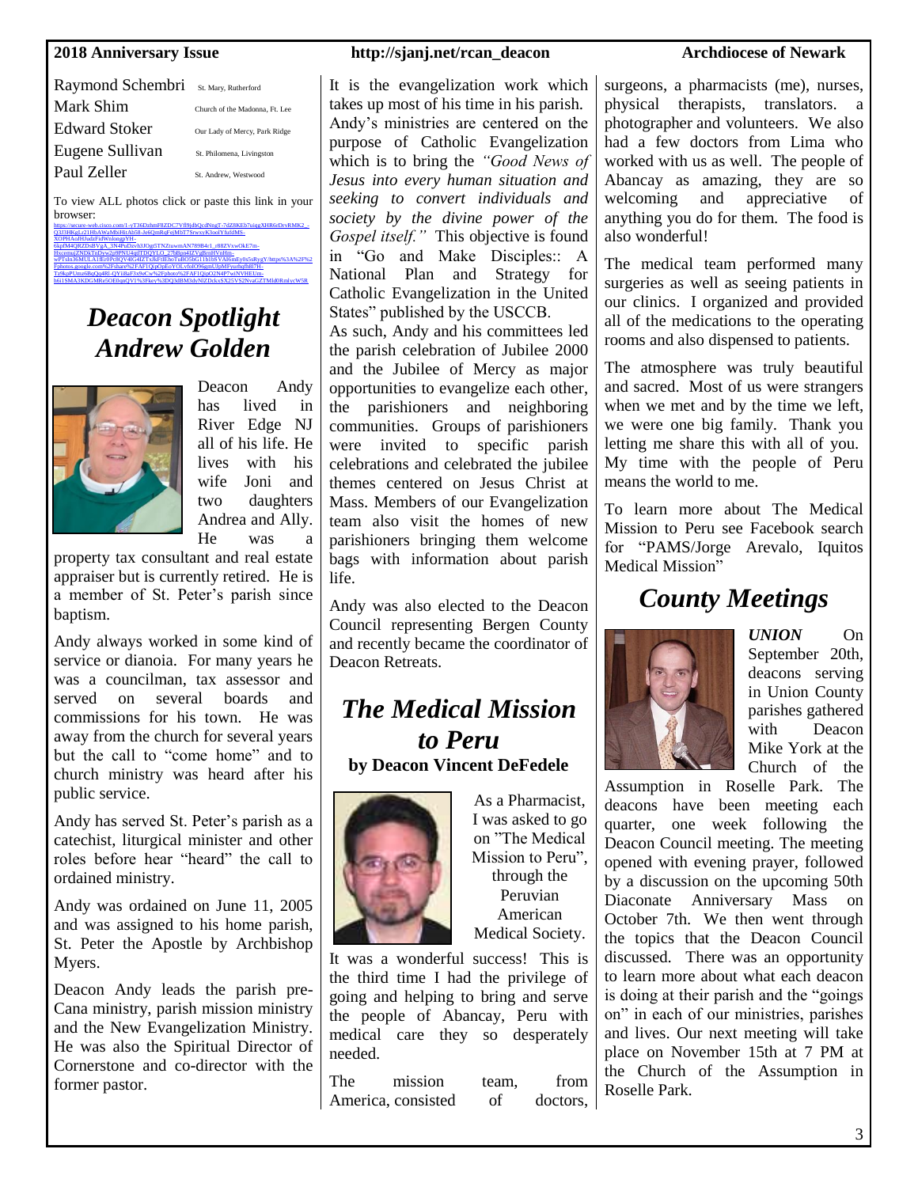| | |
|---|---|
| Raymond Schembri | St. Mary, Rutherford |
| Mark Shim | Church of the Madonna, Ft. Lee |
| Edward Stoker | Our Lady of Mercy, Park Ridge |
| Eugene Sullivan | St. Philomena, Livingston |
| Paul Zeller | St. Andrew, Westwood |

To view ALL photos click or paste this link in your browser:

https://secure-web.cisco.com/1-vT36DzhmF8ZDC7Vf8jdbQcdNngT-7dZ8KEb7uiggXHR6rDrvRMK2_-Q3J3HKgLi21HbAWaMbiHjtAh58-Je6QmRqFqMbT7SrwxyK3ooIYfufdMS-XOPHAoH3udzFidWslongpYH-6kpIM4Q8ZD5iBVgA_3N4PuDzvh3JOgt5TNZtuwmAN789B4cI_r88ZVxwOkE7m-HxcemujZNDkTnDyw2p9PNU4qITDQYLO_27bBpn4IZVqBroHVnHm-wPTxbn36MULA1fEr0Pc8QV4lG4lZTxJkFtIEhoTuBO5bG11b1b5VAl6mEy0s5sRygY/https%3A%2F%2Fphotos.google.com%2Fshare%2FAF1QipOpEoYOLvfoIO9Ggm5JbMFvur6gfh8l7H-Ta9kpPUnu6BqQq48l-QYiI8aF3x9sCw%2Fphoto%2FAF1QipO2N4P7wiNVHEUm-b6i1SMA3KDGMRe5OE0qnQV1%3Fkey%3DQ3dBM3dvNlZDckxSX25VS2NvaGZTMld0RmlycW5R

# Deacon Spotlight Andrew Golden

Deacon Andy has lived in River Edge NJ all of his life. He lives with his wife Joni and two daughters Andrea and Ally. He was a property tax consultant and real estate appraiser but is currently retired. He is a member of St. Peter's parish since baptism.

Andy always worked in some kind of service or dianoia. For many years he was a councilman, tax assessor and served on several boards and commissions for his town. He was away from the church for several years but the call to "come home" and to church ministry was heard after his public service.

Andy has served St. Peter's parish as a catechist, liturgical minister and other roles before hear "heard" the call to ordained ministry.

Andy was ordained on June 11, 2005 and was assigned to his home parish, St. Peter the Apostle by Archbishop Myers.

Deacon Andy leads the parish pre-Cana ministry, parish mission ministry and the New Evangelization Ministry. He was also the Spiritual Director of Cornerstone and co-director with the former pastor.

It is the evangelization work which takes up most of his time in his parish. Andy's ministries are centered on the purpose of Catholic Evangelization which is to bring the *"Good News of Jesus into every human situation and seeking to convert individuals and society by the divine power of the Gospel itself."* This objective is found in "Go and Make Disciples:: A National Plan and Strategy for Catholic Evangelization in the United States" published by the USCCB.

As such, Andy and his committees led the parish celebration of Jubilee 2000 and the Jubilee of Mercy as major opportunities to evangelize each other, the parishioners and neighboring communities. Groups of parishioners were invited to specific parish celebrations and celebrated the jubilee themes centered on Jesus Christ at Mass. Members of our Evangelization team also visit the homes of new parishioners bringing them welcome bags with information about parish life.

Andy was also elected to the Deacon Council representing Bergen County and recently became the coordinator of Deacon Retreats.

# The Medical Mission to Peru

**by Deacon Vincent DeFedele**

As a Pharmacist, I was asked to go on "The Medical Mission to Peru", through the Peruvian American Medical Society.

It was a wonderful success! This is the third time I had the privilege of going and helping to bring and serve the people of Abancay, Peru with medical care they so desperately needed.

The mission team, from America, consisted of doctors, surgeons, a pharmacists (me), nurses, physical therapists, translators. a photographer and volunteers. We also had a few doctors from Lima who worked with us as well. The people of Abancay are as amazing, they are so welcoming and appreciative of anything you do for them. The food is also wonderful!

The medical team performed many surgeries as well as seeing patients in our clinics. I organized and provided all of the medications to the operating rooms and also dispensed to patients.

The atmosphere was truly beautiful and sacred. Most of us were strangers when we met and by the time we left, we were one big family. Thank you letting me share this with all of you. My time with the people of Peru means the world to me.

To learn more about The Medical Mission to Peru see Facebook search for "PAMS/Jorge Arevalo, Iquitos Medical Mission"

# County Meetings

***UNION*** On September 20th, deacons serving in Union County parishes gathered with Deacon Mike York at the Church of the Assumption in Roselle Park. The deacons have been meeting each quarter, one week following the Deacon Council meeting. The meeting opened with evening prayer, followed by a discussion on the upcoming 50th Diaconate Anniversary Mass on October 7th. We then went through the topics that the Deacon Council discussed. There was an opportunity to learn more about what each deacon is doing at their parish and the "goings on" in each of our ministries, parishes and lives. Our next meeting will take place on November 15th at 7 PM at the Church of the Assumption in Roselle Park.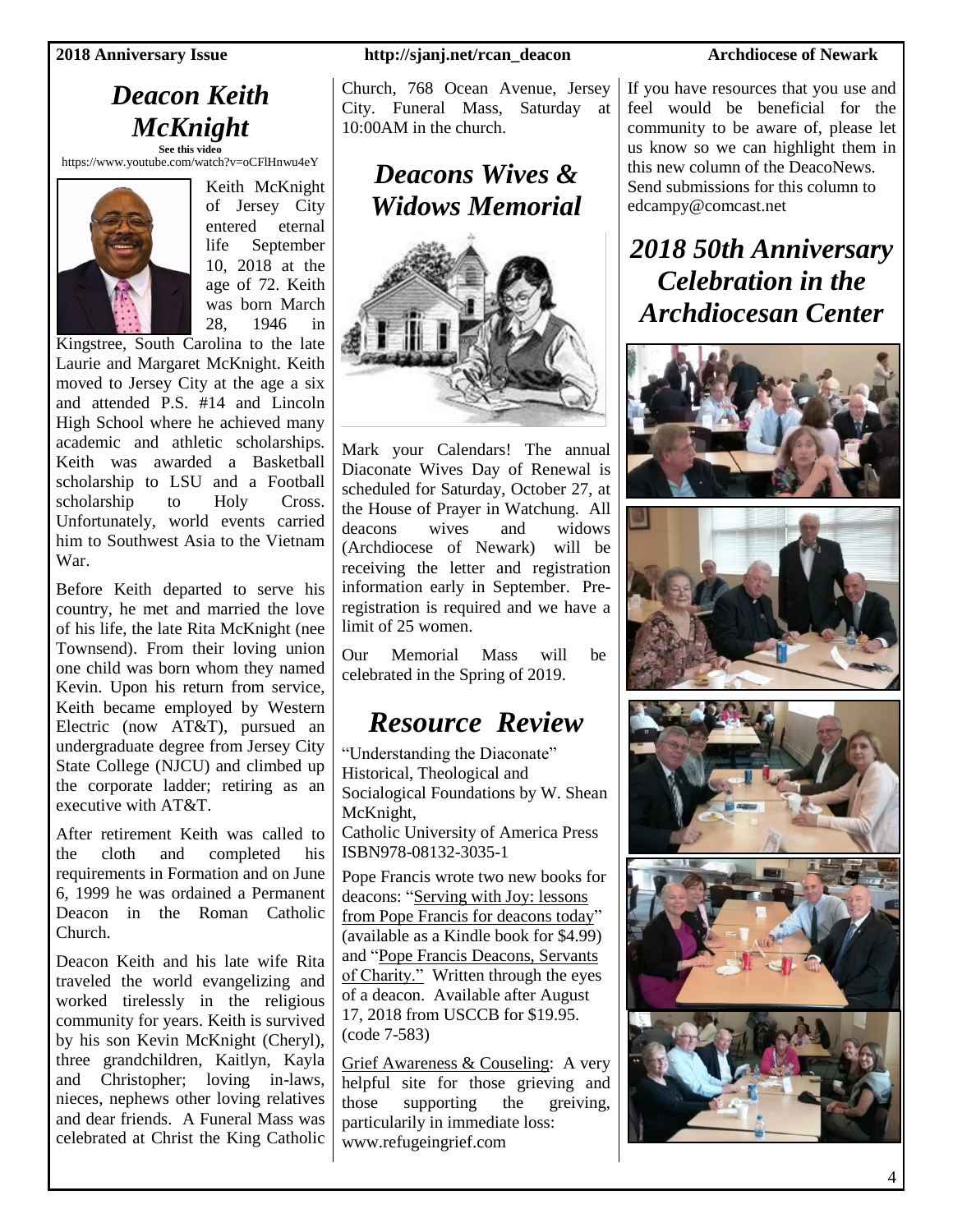## Deacon Keith McKnight

**See this video**
https://www.youtube.com/watch?v=oCFlHnwu4eY

Keith McKnight of Jersey City entered eternal life September 10, 2018 at the age of 72. Keith was born March 28, 1946 in Kingstree, South Carolina to the late Laurie and Margaret McKnight. Keith moved to Jersey City at the age a six and attended P.S. #14 and Lincoln High School where he achieved many academic and athletic scholarships. Keith was awarded a Basketball scholarship to LSU and a Football scholarship to Holy Cross. Unfortunately, world events carried him to Southwest Asia to the Vietnam War.

Before Keith departed to serve his country, he met and married the love of his life, the late Rita McKnight (nee Townsend). From their loving union one child was born whom they named Kevin. Upon his return from service, Keith became employed by Western Electric (now AT&T), pursued an undergraduate degree from Jersey City State College (NJCU) and climbed up the corporate ladder; retiring as an executive with AT&T.

After retirement Keith was called to the cloth and completed his requirements in Formation and on June 6, 1999 he was ordained a Permanent Deacon in the Roman Catholic Church.

Deacon Keith and his late wife Rita traveled the world evangelizing and worked tirelessly in the religious community for years. Keith is survived by his son Kevin McKnight (Cheryl), three grandchildren, Kaitlyn, Kayla and Christopher; loving in-laws, nieces, nephews other loving relatives and dear friends. A Funeral Mass was celebrated at Christ the King Catholic Church, 768 Ocean Avenue, Jersey City. Funeral Mass, Saturday at 10:00AM in the church.

## Deacons Wives & Widows Memorial

Mark your Calendars! The annual Diaconate Wives Day of Renewal is scheduled for Saturday, October 27, at the House of Prayer in Watchung. All deacons wives and widows (Archdiocese of Newark) will be receiving the letter and registration information early in September. Pre-registration is required and we have a limit of 25 women.

Our Memorial Mass will be celebrated in the Spring of 2019.

## Resource Review

"Understanding the Diaconate"
Historical, Theological and Socialogical Foundations by W. Shean McKnight,
Catholic University of America Press
ISBN978-08132-3035-1

Pope Francis wrote two new books for deacons: "Serving with Joy: lessons from Pope Francis for deacons today" (available as a Kindle book for $4.99) and "Pope Francis Deacons, Servants of Charity." Written through the eyes of a deacon. Available after August 17, 2018 from USCCB for $19.95. (code 7-583)

Grief Awareness & Couseling: A very helpful site for those grieving and those supporting the greiving, particularily in immediate loss: www.refugeingrief.com

If you have resources that you use and feel would be beneficial for the community to be aware of, please let us know so we can highlight them in this new column of the DeacoNews. Send submissions for this column to edcampy@comcast.net

## 2018 50th Anniversary Celebration in the Archdiocesan Center